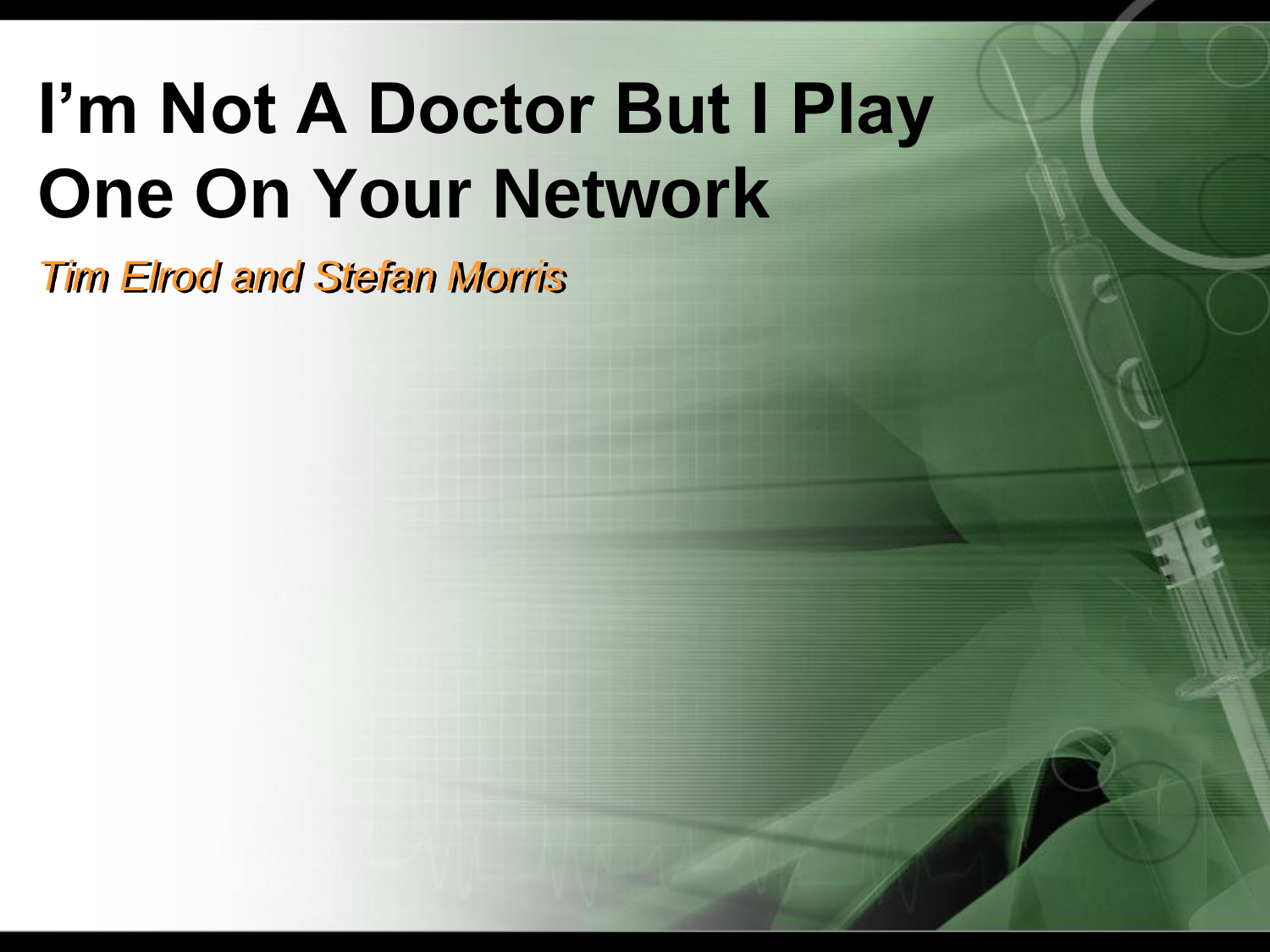# I'm Not A Doctor But I Play One On Your Network

*Tim Elrod and Stefan Morris*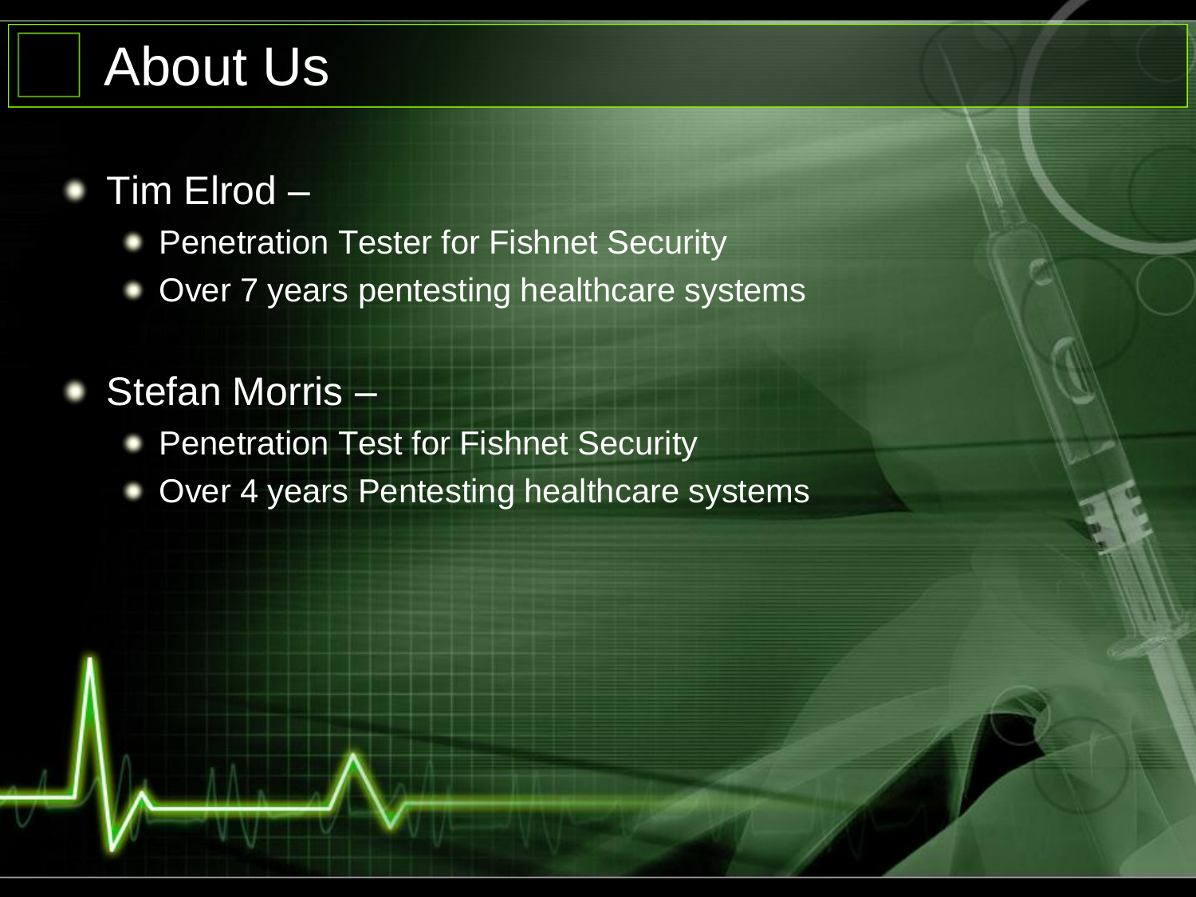# About Us

- Tim Elrod –
  - Penetration Tester for Fishnet Security
  - Over 7 years pentesting healthcare systems
- Stefan Morris –
  - Penetration Test for Fishnet Security
  - Over 4 years Pentesting healthcare systems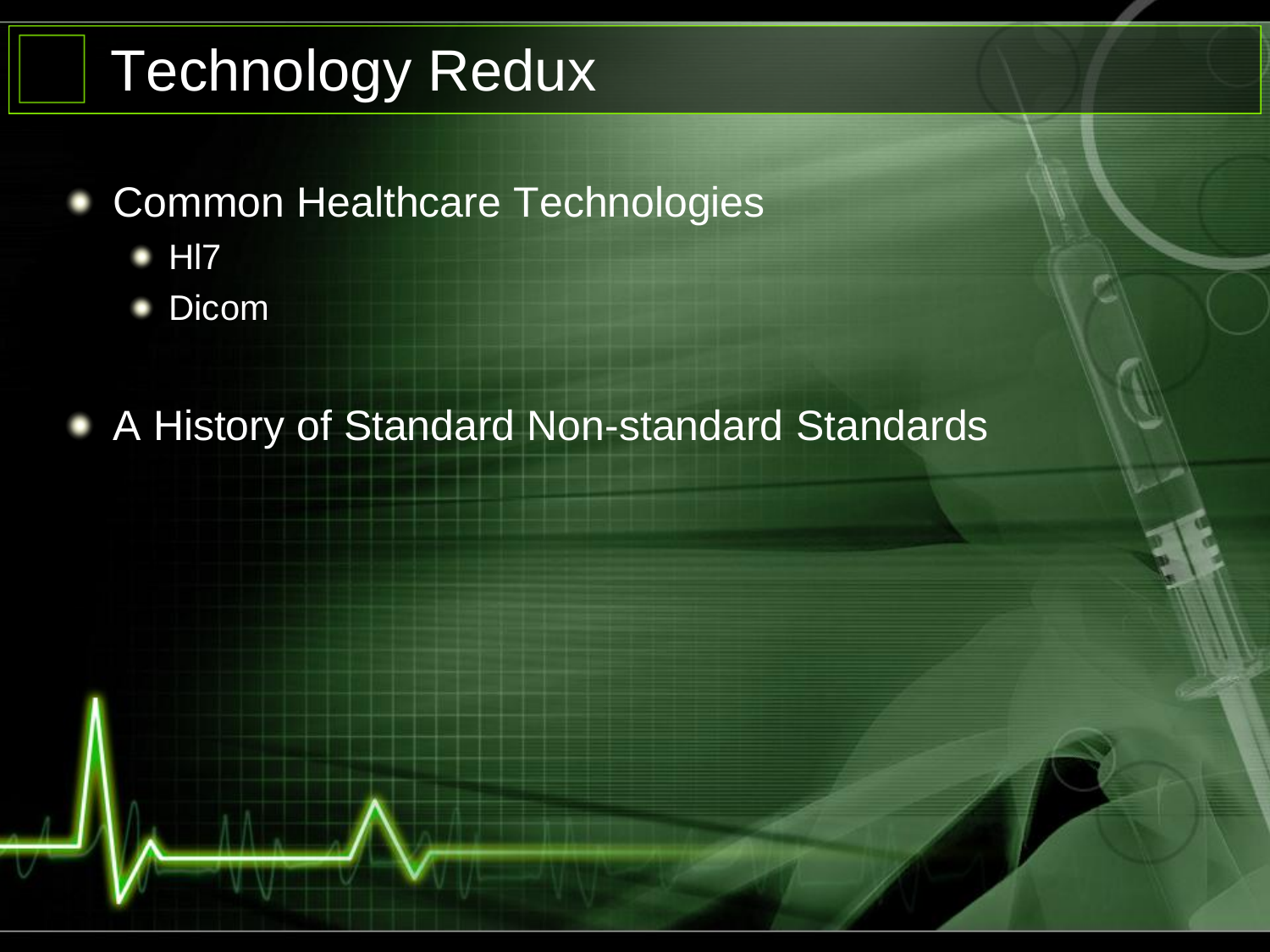# Technology Redux

- Common Healthcare Technologies
  - Hl7
  - Dicom
- A History of Standard Non-standard Standards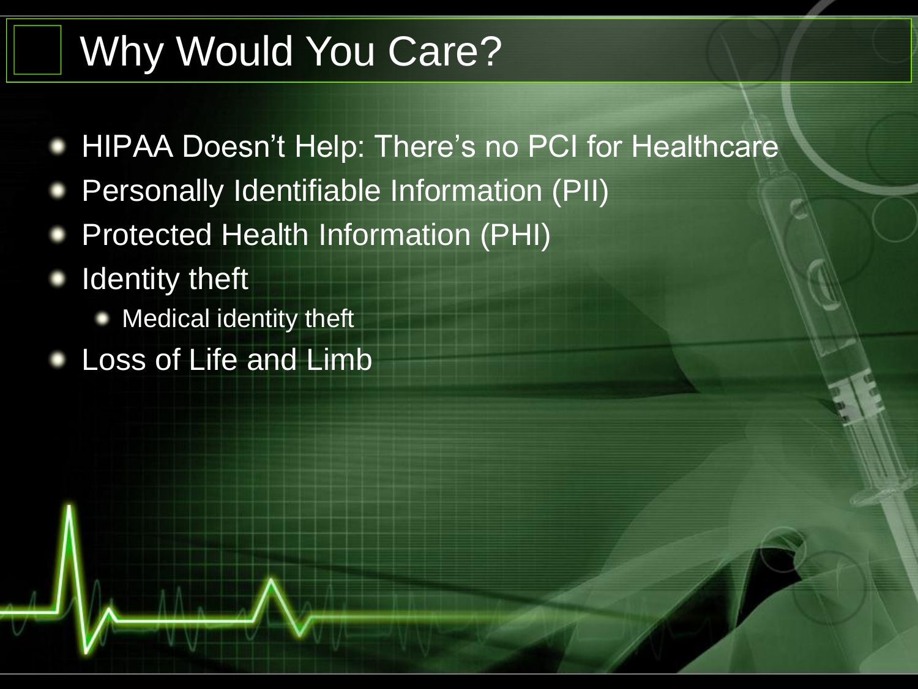# Why Would You Care?

- HIPAA Doesn’t Help: There’s no PCI for Healthcare
- Personally Identifiable Information (PII)
- Protected Health Information (PHI)
- Identity theft
  - Medical identity theft
- Loss of Life and Limb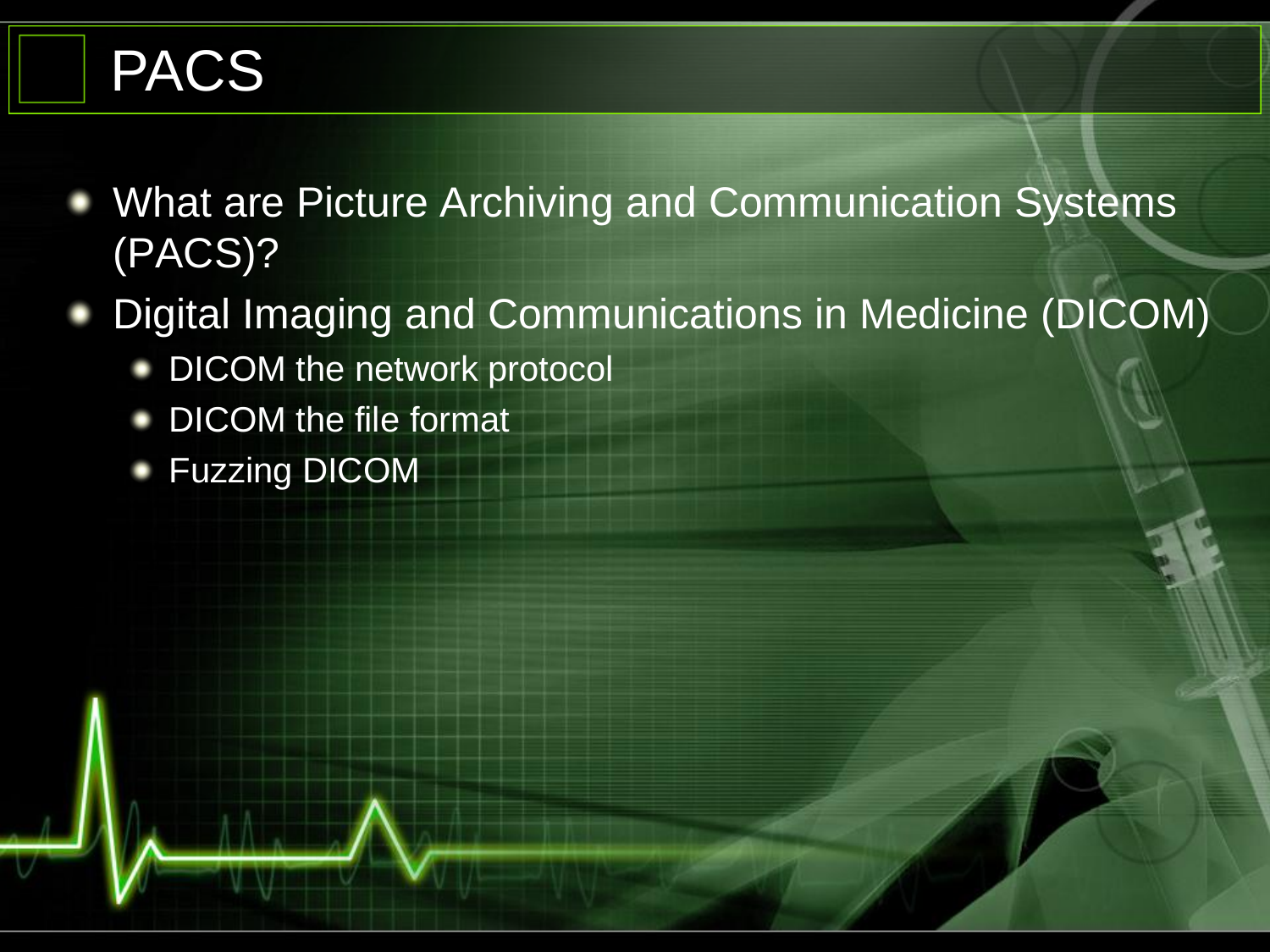# PACS

- What are Picture Archiving and Communication Systems (PACS)?
- Digital Imaging and Communications in Medicine (DICOM)
  - DICOM the network protocol
  - DICOM the file format
  - Fuzzing DICOM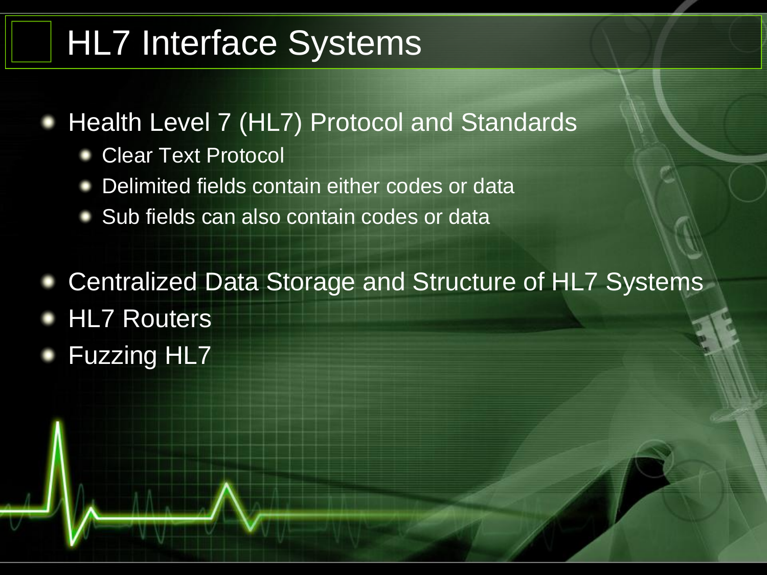# HL7 Interface Systems

- Health Level 7 (HL7) Protocol and Standards
  - Clear Text Protocol
  - Delimited fields contain either codes or data
  - Sub fields can also contain codes or data
- Centralized Data Storage and Structure of HL7 Systems
- HL7 Routers
- Fuzzing HL7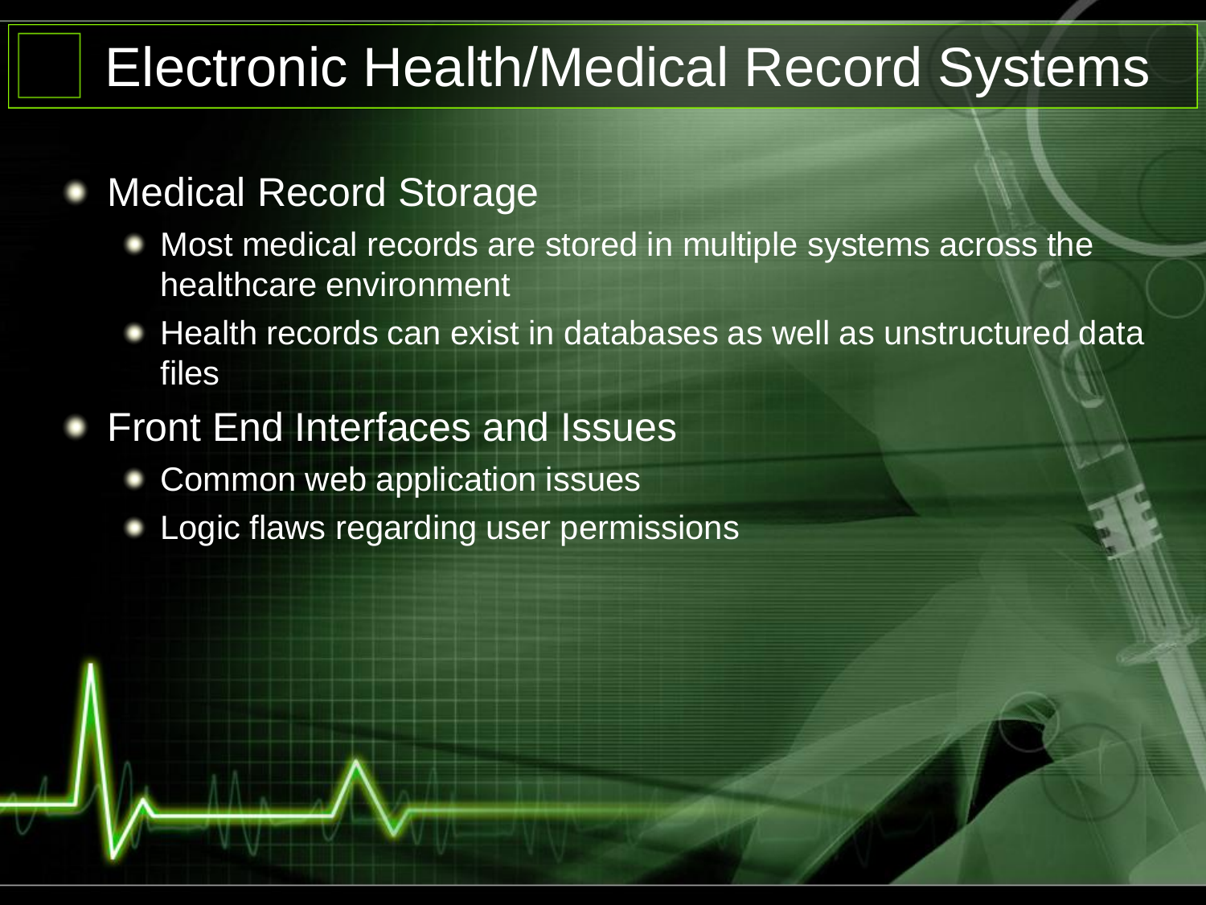# Electronic Health/Medical Record Systems

- Medical Record Storage
  - Most medical records are stored in multiple systems across the healthcare environment
  - Health records can exist in databases as well as unstructured data files
- Front End Interfaces and Issues
  - Common web application issues
  - Logic flaws regarding user permissions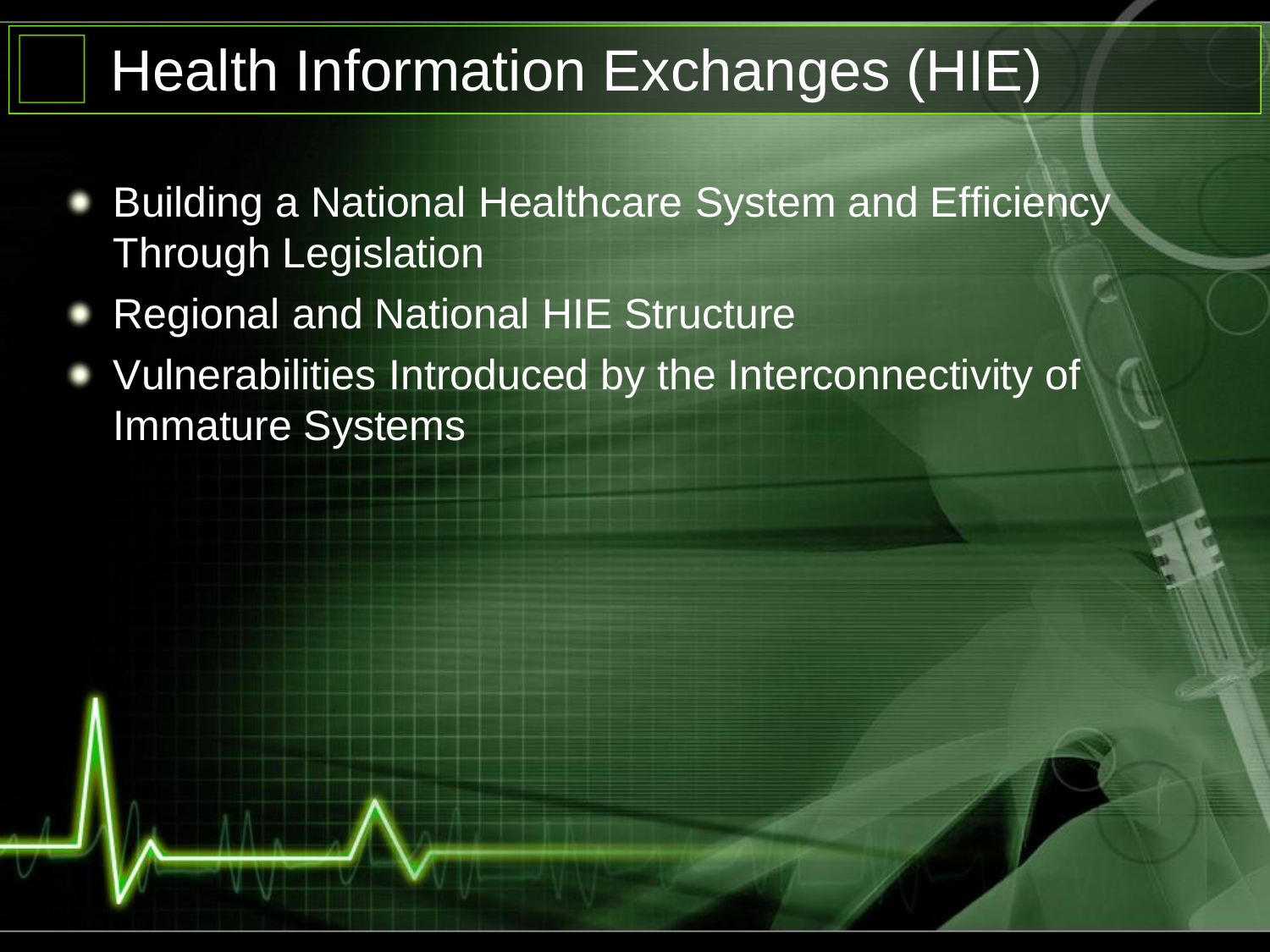# Health Information Exchanges (HIE)

- Building a National Healthcare System and Efficiency Through Legislation
- Regional and National HIE Structure
- Vulnerabilities Introduced by the Interconnectivity of Immature Systems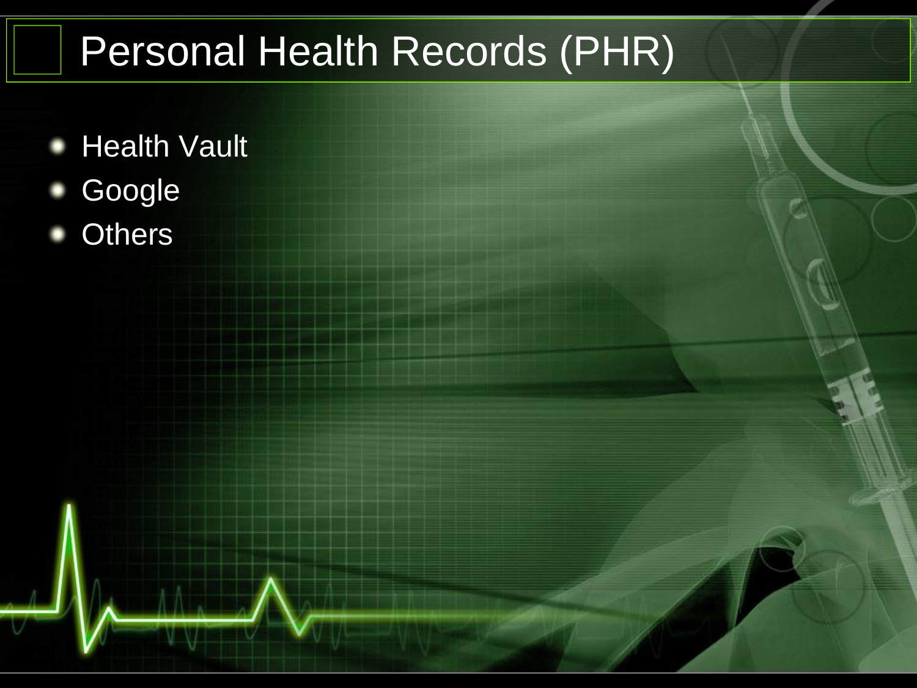# Personal Health Records (PHR)

- Health Vault
- Google
- Others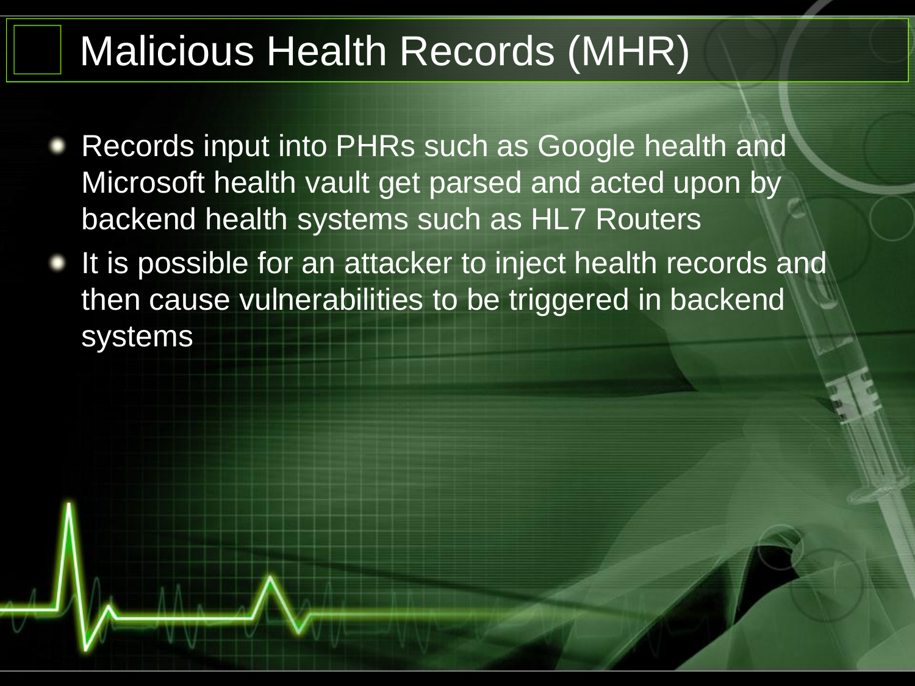# Malicious Health Records (MHR)

- Records input into PHRs such as Google health and Microsoft health vault get parsed and acted upon by backend health systems such as HL7 Routers
- It is possible for an attacker to inject health records and then cause vulnerabilities to be triggered in backend systems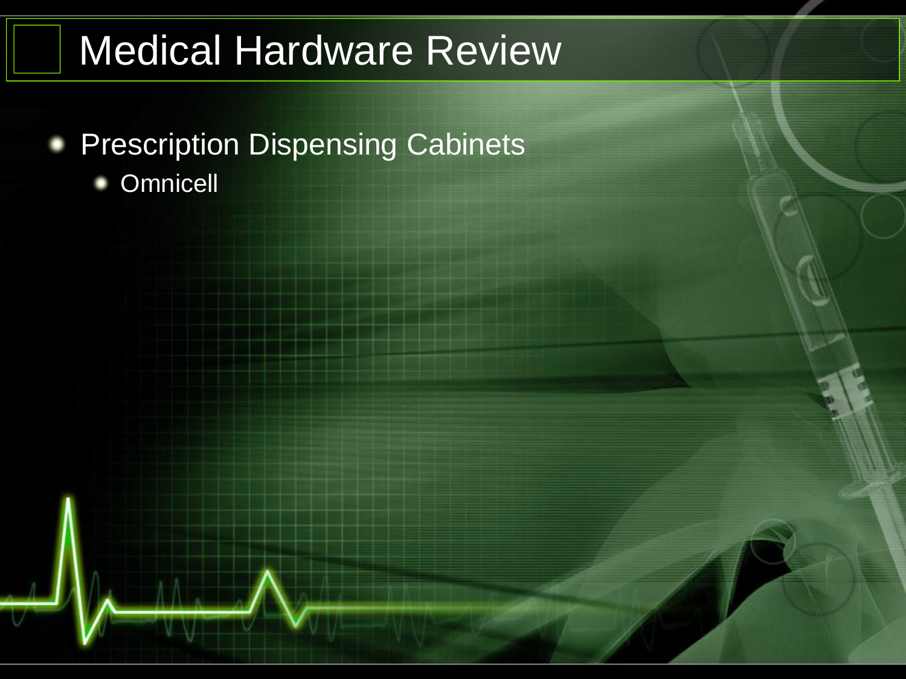# Medical Hardware Review

- Prescription Dispensing Cabinets
  - Omnicell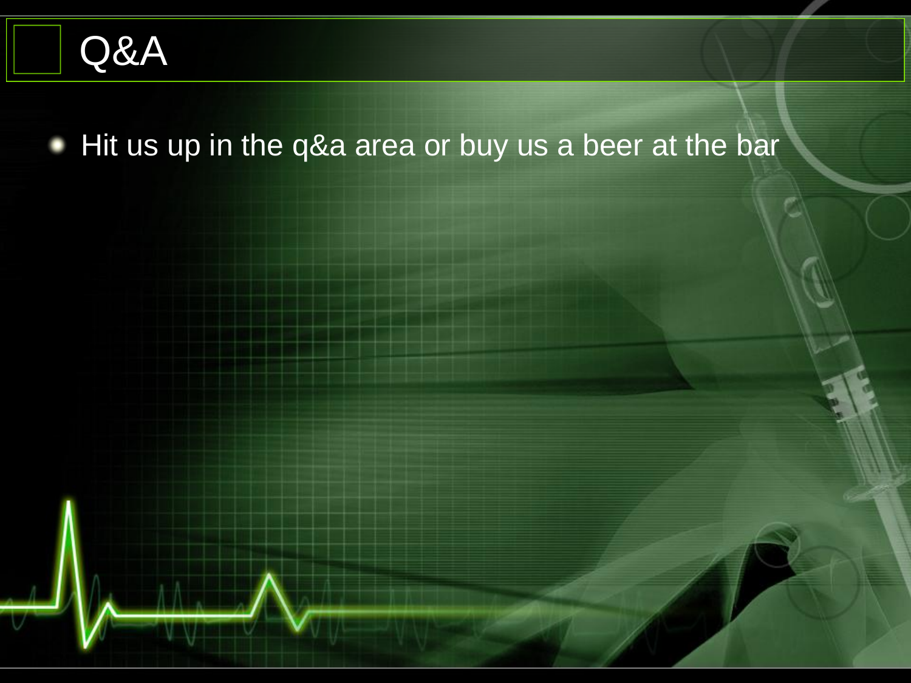# Q&A

- Hit us up in the q&a area or buy us a beer at the bar